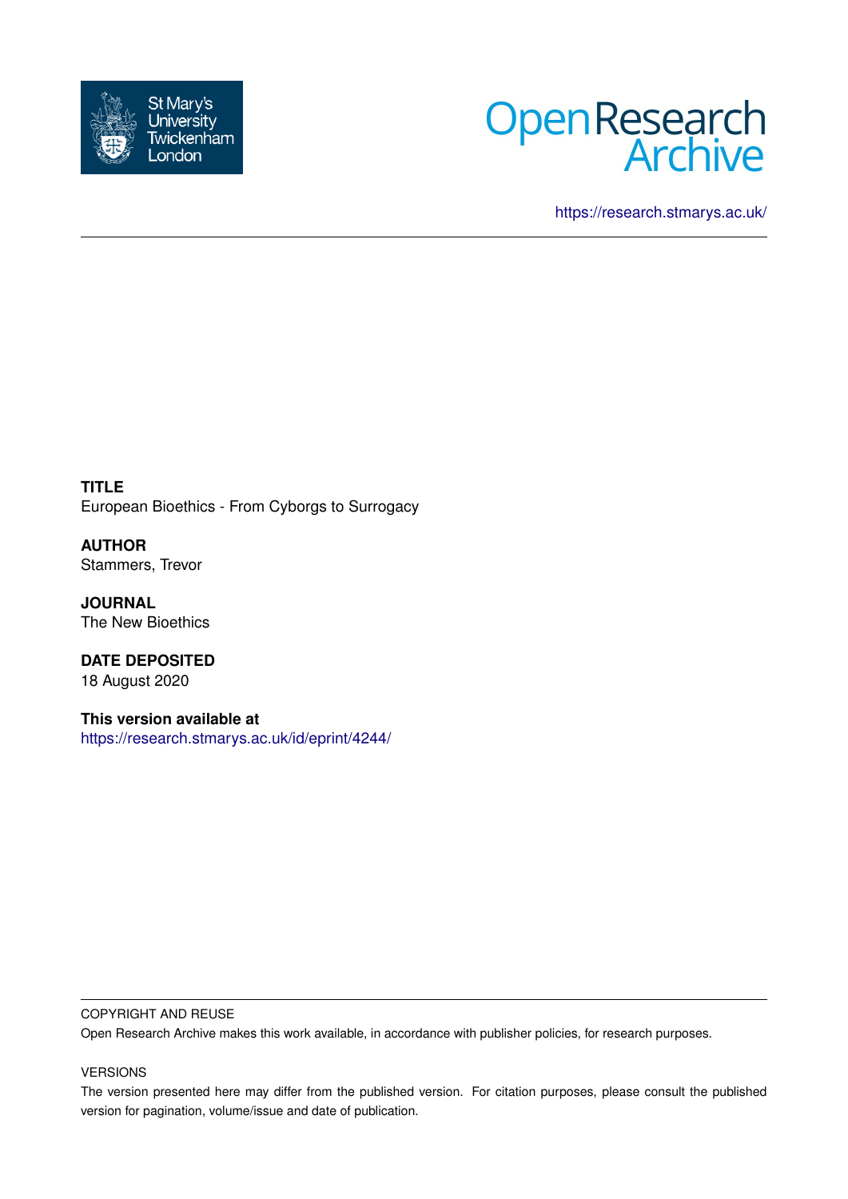St Mary's University Twickenham London

Open Research Archive

https://research.stmarys.ac.uk/

---

**TITLE**
European Bioethics - From Cyborgs to Surrogacy

**AUTHOR**
Stammers, Trevor

**JOURNAL**
The New Bioethics

**DATE DEPOSITED**
18 August 2020

**This version available at**
https://research.stmarys.ac.uk/id/eprint/4244/

---

COPYRIGHT AND REUSE

Open Research Archive makes this work available, in accordance with publisher policies, for research purposes.

VERSIONS

The version presented here may differ from the published version. For citation purposes, please consult the published version for pagination, volume/issue and date of publication.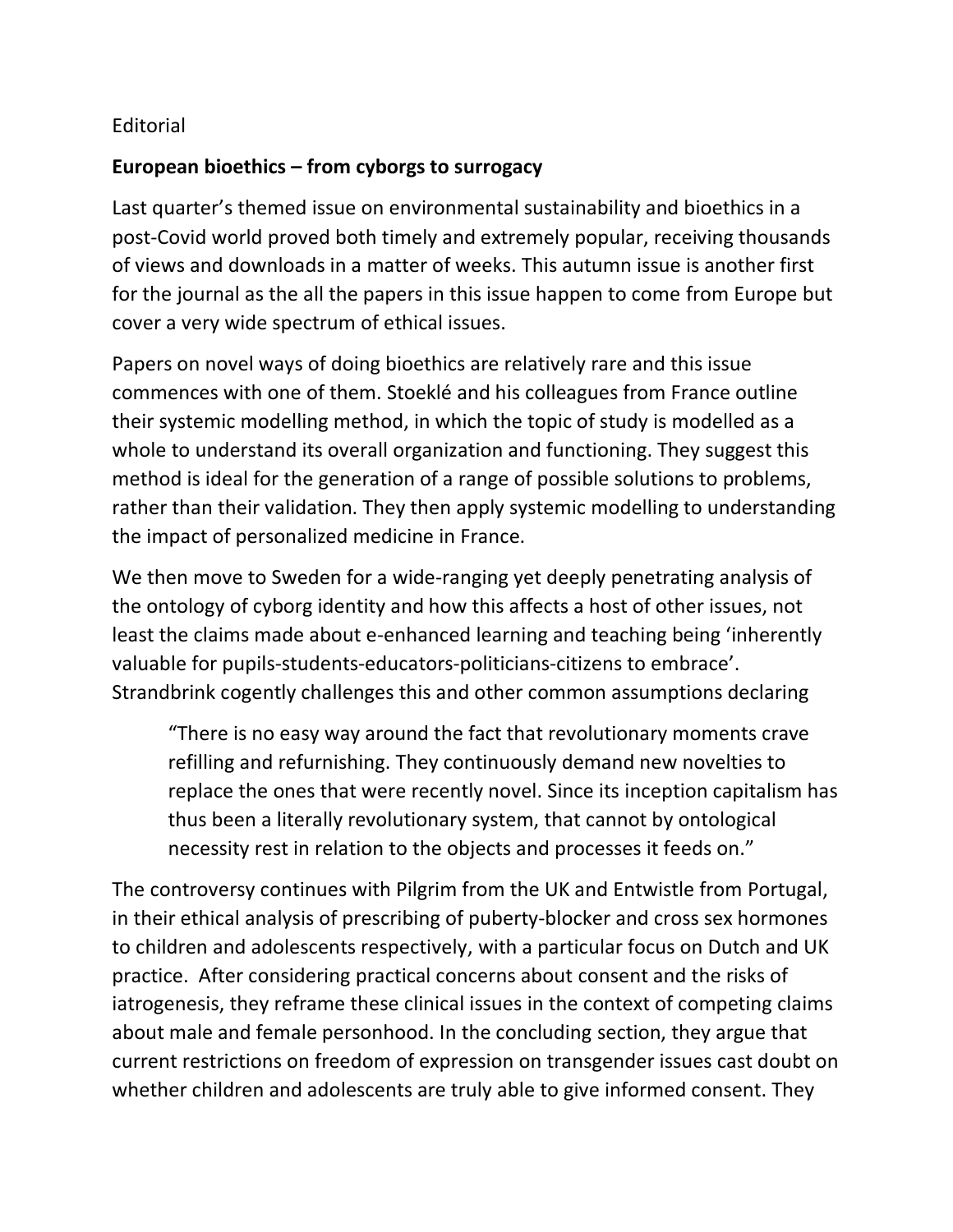Editorial

**European bioethics – from cyborgs to surrogacy**

Last quarter's themed issue on environmental sustainability and bioethics in a post-Covid world proved both timely and extremely popular, receiving thousands of views and downloads in a matter of weeks. This autumn issue is another first for the journal as the all the papers in this issue happen to come from Europe but cover a very wide spectrum of ethical issues.

Papers on novel ways of doing bioethics are relatively rare and this issue commences with one of them. Stoeklé and his colleagues from France outline their systemic modelling method, in which the topic of study is modelled as a whole to understand its overall organization and functioning. They suggest this method is ideal for the generation of a range of possible solutions to problems, rather than their validation. They then apply systemic modelling to understanding the impact of personalized medicine in France.

We then move to Sweden for a wide-ranging yet deeply penetrating analysis of the ontology of cyborg identity and how this affects a host of other issues, not least the claims made about e-enhanced learning and teaching being 'inherently valuable for pupils-students-educators-politicians-citizens to embrace'. Strandbrink cogently challenges this and other common assumptions declaring

> "There is no easy way around the fact that revolutionary moments crave refilling and refurnishing. They continuously demand new novelties to replace the ones that were recently novel. Since its inception capitalism has thus been a literally revolutionary system, that cannot by ontological necessity rest in relation to the objects and processes it feeds on."

The controversy continues with Pilgrim from the UK and Entwistle from Portugal, in their ethical analysis of prescribing of puberty-blocker and cross sex hormones to children and adolescents respectively, with a particular focus on Dutch and UK practice. After considering practical concerns about consent and the risks of iatrogenesis, they reframe these clinical issues in the context of competing claims about male and female personhood. In the concluding section, they argue that current restrictions on freedom of expression on transgender issues cast doubt on whether children and adolescents are truly able to give informed consent. They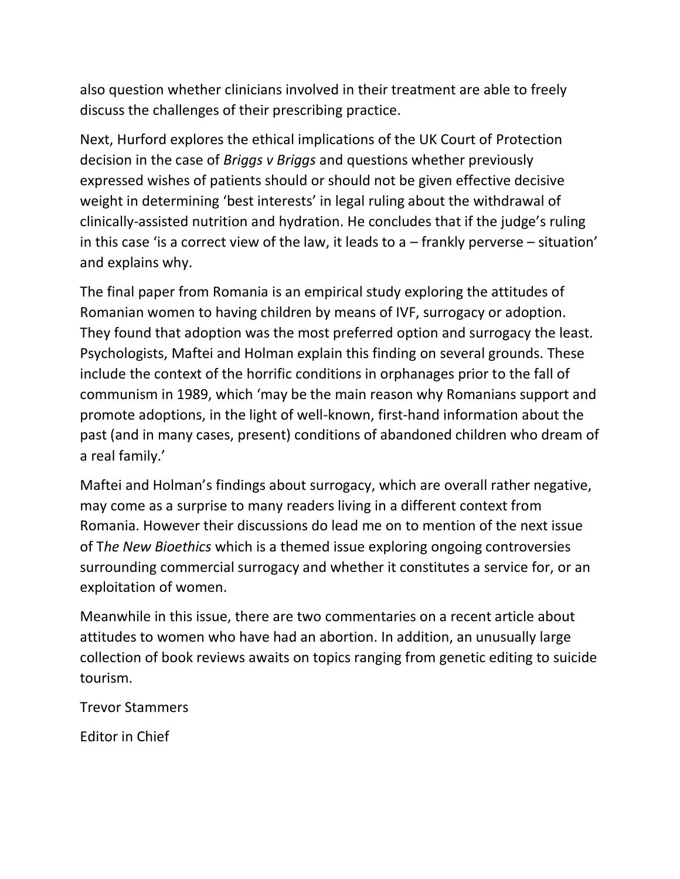also question whether clinicians involved in their treatment are able to freely discuss the challenges of their prescribing practice.

Next, Hurford explores the ethical implications of the UK Court of Protection decision in the case of *Briggs v Briggs* and questions whether previously expressed wishes of patients should or should not be given effective decisive weight in determining 'best interests' in legal ruling about the withdrawal of clinically-assisted nutrition and hydration. He concludes that if the judge's ruling in this case 'is a correct view of the law, it leads to a – frankly perverse – situation' and explains why.

The final paper from Romania is an empirical study exploring the attitudes of Romanian women to having children by means of IVF, surrogacy or adoption. They found that adoption was the most preferred option and surrogacy the least. Psychologists, Maftei and Holman explain this finding on several grounds. These include the context of the horrific conditions in orphanages prior to the fall of communism in 1989, which 'may be the main reason why Romanians support and promote adoptions, in the light of well-known, first-hand information about the past (and in many cases, present) conditions of abandoned children who dream of a real family.'

Maftei and Holman's findings about surrogacy, which are overall rather negative, may come as a surprise to many readers living in a different context from Romania. However their discussions do lead me on to mention of the next issue of T*he New Bioethics* which is a themed issue exploring ongoing controversies surrounding commercial surrogacy and whether it constitutes a service for, or an exploitation of women.

Meanwhile in this issue, there are two commentaries on a recent article about attitudes to women who have had an abortion. In addition, an unusually large collection of book reviews awaits on topics ranging from genetic editing to suicide tourism.

Trevor Stammers

Editor in Chief